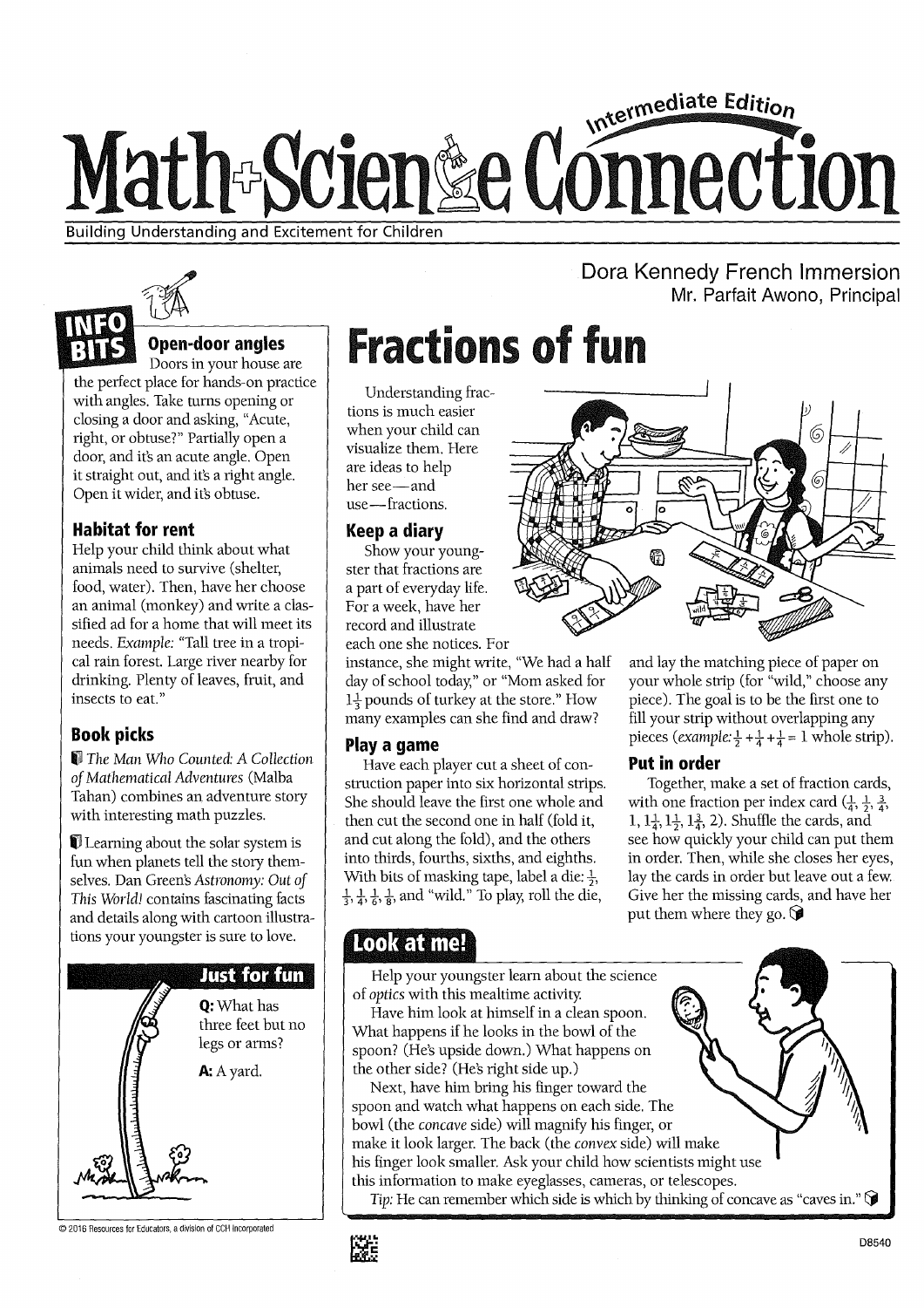Intermediate Edition

# Math·Science Connection

Building Understanding and Excitement for Children

Dora Kennedy French Immersion
Mr. Parfait Awono, Principal

## INFO BITS

### Open-door angles

Doors in your house are the perfect place for hands-on practice with angles. Take turns opening or closing a door and asking, "Acute, right, or obtuse?" Partially open a door, and it's an acute angle. Open it straight out, and it's a right angle. Open it wider, and it's obtuse.

### Habitat for rent

Help your child think about what animals need to survive (shelter, food, water). Then, have her choose an animal (monkey) and write a classified ad for a home that will meet its needs. *Example:* "Tall tree in a tropical rain forest. Large river nearby for drinking. Plenty of leaves, fruit, and insects to eat."

### Book picks

*The Man Who Counted: A Collection of Mathematical Adventures* (Malba Tahan) combines an adventure story with interesting math puzzles.

Learning about the solar system is fun when planets tell the story themselves. Dan Green's *Astronomy: Out of This World!* contains fascinating facts and details along with cartoon illustrations your youngster is sure to love.

### Just for fun

**Q:** What has three feet but no legs or arms?

**A:** A yard.

# Fractions of fun

Understanding fractions is much easier when your child can visualize them. Here are ideas to help her see—and use—fractions.

### Keep a diary

Show your youngster that fractions are a part of everyday life. For a week, have her record and illustrate each one she notices. For instance, she might write, "We had a half day of school today," or "Mom asked for $1\frac{1}{3}$ pounds of turkey at the store." How many examples can she find and draw?

### Play a game

Have each player cut a sheet of construction paper into six horizontal strips. She should leave the first one whole and then cut the second one in half (fold it, and cut along the fold), and the others into thirds, fourths, sixths, and eighths. With bits of masking tape, label a die: $\frac{1}{2}$, $\frac{1}{3}$, $\frac{1}{4}$, $\frac{1}{6}$, $\frac{1}{8}$, and "wild." To play, roll the die, and lay the matching piece of paper on your whole strip (for "wild," choose any piece). The goal is to be the first one to fill your strip without overlapping any pieces (*example:* $\frac{1}{2} + \frac{1}{4} + \frac{1}{4} = 1$ whole strip).

### Put in order

Together, make a set of fraction cards, with one fraction per index card ($\frac{1}{4}$, $\frac{1}{2}$, $\frac{3}{4}$, 1, $1\frac{1}{4}$, $1\frac{1}{2}$, $1\frac{3}{4}$, 2). Shuffle the cards, and see how quickly your child can put them in order. Then, while she closes her eyes, lay the cards in order but leave out a few. Give her the missing cards, and have her put them where they go.

## Look at me!

Help your youngster learn about the science of *optics* with this mealtime activity.

Have him look at himself in a clean spoon. What happens if he looks in the bowl of the spoon? (He's upside down.) What happens on the other side? (He's right side up.)

Next, have him bring his finger toward the spoon and watch what happens on each side. The bowl (the *concave* side) will magnify his finger, or make it look larger. The back (the *convex* side) will make his finger look smaller. Ask your child how scientists might use this information to make eyeglasses, cameras, or telescopes.

*Tip:* He can remember which side is which by thinking of concave as "caves in."

© 2016 Resources for Educators, a division of CCH Incorporated

D8540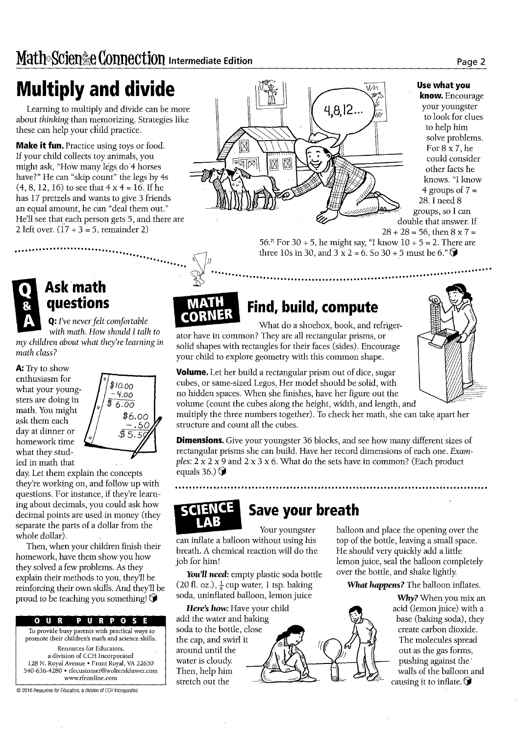# Multiply and divide

Learning to multiply and divide can be more about *thinking* than memorizing. Strategies like these can help your child practice.

**Make it fun.** Practice using toys or food. If your child collects toy animals, you might ask, "How many legs do 4 horses have?" He can "skip count" the legs by 4s (4, 8, 12, 16) to see that 4 x 4 = 16. If he has 17 pretzels and wants to give 3 friends an equal amount, he can "deal them out." He'll see that each person gets 5, and there are 2 left over. (17 ÷ 3 = 5, remainder 2)

**Use what you know.** Encourage your youngster to look for clues to help him solve problems. For 8 x 7, he could consider other facts he knows. "I know 4 groups of 7 = 28. I need 8 groups, so I can double that answer. If 28 + 28 = 56, then 8 x 7 = 56." For 30 ÷ 5, he might say, "I know 10 ÷ 5 = 2. There are three 10s in 30, and 3 x 2 = 6. So 30 ÷ 5 must be 6."

## Q & A: Ask math questions

**Q:** *I've never felt comfortable with math. How should I talk to my children about what they're learning in math class?*

**A:** Try to show enthusiasm for what your youngsters are doing in math. You might ask them each day at dinner or homework time what they studied in math that day. Let them explain the concepts they're working on, and follow up with questions. For instance, if they're learning about decimals, you could ask how decimal points are used in money (they separate the parts of a dollar from the whole dollar).

Then, when your children finish their homework, have them show you how they solved a few problems. As they explain their methods to you, they'll be reinforcing their own skills. And they'll be proud to be teaching you something!

## Math Corner: Find, build, compute

What do a shoebox, book, and refrigerator have in common? They are all rectangular prisms, or solid shapes with rectangles for their faces (sides). Encourage your child to explore geometry with this common shape.

**Volume.** Let her build a rectangular prism out of dice, sugar cubes, or same-sized Legos. Her model should be solid, with no hidden spaces. When she finishes, have her figure out the volume (count the cubes along the height, width, and length, and multiply the three numbers together). To check her math, she can take apart her structure and count all the cubes.

**Dimensions.** Give your youngster 36 blocks, and see how many different sizes of rectangular prisms she can build. Have her record dimensions of each one. *Examples:* 2 x 2 x 9 and 2 x 3 x 6. What do the sets have in common? (Each product equals 36.)

## Science Lab: Save your breath

Your youngster can inflate a balloon without using his breath. A chemical reaction will do the job for him!

***You'll need:*** empty plastic soda bottle (20 fl. oz.), $\frac{1}{4}$ cup water, 1 tsp. baking soda, uninflated balloon, lemon juice

***Here's how:*** Have your child add the water and baking soda to the bottle, close the cap, and swirl it around until the water is cloudy. Then, help him stretch out the balloon and place the opening over the top of the bottle, leaving a small space. He should very quickly add a little lemon juice, seal the balloon completely over the bottle, and shake lightly.

***What happens?*** The balloon inflates.

***Why?*** When you mix an acid (lemon juice) with a base (baking soda), they create carbon dioxide. The molecules spread out as the gas forms, pushing against the walls of the balloon and causing it to inflate.

**OUR PURPOSE**

To provide busy parents with practical ways to promote their children's math and science skills.

Resources for Educators,
a division of CCH Incorporated
128 N. Royal Avenue • Front Royal, VA 22630
540-636-4280 • rfecustomer@wolterskluwer.com
www.rfeonline.com

© 2016 Resources for Educators, a division of CCH Incorporated